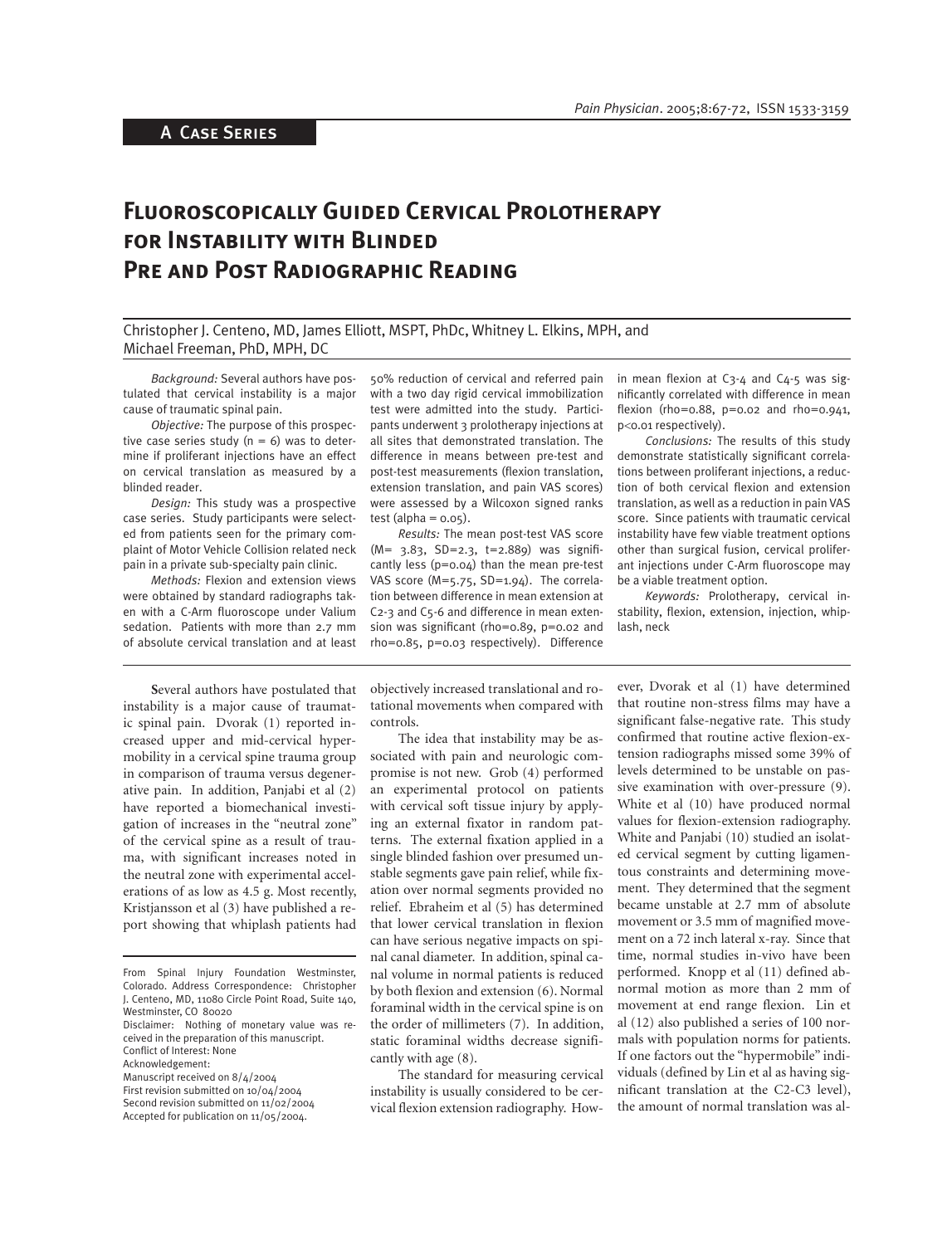A Case Series

# Fluoroscopically Guided Cervical Prolotherapy for Instability with Blinded Pre and Post Radiographic Reading

Christopher J. Centeno, MD, James Elliott, MSPT, PhDc, Whitney L. Elkins, MPH, and Michael Freeman, PhD, MPH, DC

*Background:* Several authors have postulated that cervical instability is a major cause of traumatic spinal pain.

*Objective:* The purpose of this prospective case series study (n = 6) was to determine if proliferant injections have an effect on cervical translation as measured by a blinded reader.

*Design:* This study was a prospective case series. Study participants were selected from patients seen for the primary complaint of Motor Vehicle Collision related neck pain in a private sub-specialty pain clinic.

*Methods:* Flexion and extension views were obtained by standard radiographs taken with a C-Arm fluoroscope under Valium sedation. Patients with more than 2.7 mm of absolute cervical translation and at least 50% reduction of cervical and referred pain with a two day rigid cervical immobilization test were admitted into the study. Participants underwent 3 prolotherapy injections at all sites that demonstrated translation. The difference in means between pre-test and post-test measurements (flexion translation, extension translation, and pain VAS scores) were assessed by a Wilcoxon signed ranks test (alpha = 0.05).

*Results:* The mean post-test VAS score (M= 3.83, SD=2.3, t=2.889) was significantly less (p=0.04) than the mean pre-test VAS score (M=5.75, SD=1.94). The correlation between difference in mean extension at C2-3 and C5-6 and difference in mean extension was significant (rho=0.89, p=0.02 and rho=0.85, p=0.03 respectively). Difference in mean flexion at C3-4 and C4-5 was significantly correlated with difference in mean flexion (rho=0.88, p=0.02 and rho=0.941, p<0.01 respectively).

*Conclusions:* The results of this study demonstrate statistically significant correlations between proliferant injections, a reduction of both cervical flexion and extension translation, as well as a reduction in pain VAS score. Since patients with traumatic cervical instability have few viable treatment options other than surgical fusion, cervical proliferant injections under C-Arm fluoroscope may be a viable treatment option.

*Keywords:* Prolotherapy, cervical instability, flexion, extension, injection, whiplash, neck

Several authors have postulated that instability is a major cause of traumatic spinal pain. Dvorak (1) reported increased upper and mid-cervical hypermobility in a cervical spine trauma group in comparison of trauma versus degenerative pain. In addition, Panjabi et al (2) have reported a biomechanical investigation of increases in the "neutral zone" of the cervical spine as a result of trauma, with significant increases noted in the neutral zone with experimental accelerations of as low as 4.5 g. Most recently, Kristjansson et al (3) have published a report showing that whiplash patients had objectively increased translational and rotational movements when compared with controls.

The idea that instability may be associated with pain and neurologic compromise is not new. Grob (4) performed an experimental protocol on patients with cervical soft tissue injury by applying an external fixator in random patterns. The external fixation applied in a single blinded fashion over presumed unstable segments gave pain relief, while fixation over normal segments provided no relief. Ebraheim et al (5) has determined that lower cervical translation in flexion can have serious negative impacts on spinal canal diameter. In addition, spinal canal volume in normal patients is reduced by both flexion and extension (6). Normal foraminal width in the cervical spine is on the order of millimeters (7). In addition, static foraminal widths decrease significantly with age (8).

The standard for measuring cervical instability is usually considered to be cervical flexion extension radiography. However, Dvorak et al (1) have determined that routine non-stress films may have a significant false-negative rate. This study confirmed that routine active flexion-extension radiographs missed some 39% of levels determined to be unstable on passive examination with over-pressure (9). White et al (10) have produced normal values for flexion-extension radiography. White and Panjabi (10) studied an isolated cervical segment by cutting ligamentous constraints and determining movement. They determined that the segment became unstable at 2.7 mm of absolute movement or 3.5 mm of magnified movement on a 72 inch lateral x-ray. Since that time, normal studies in-vivo have been performed. Knopp et al (11) defined abnormal motion as more than 2 mm of movement at end range flexion. Lin et al (12) also published a series of 100 normals with population norms for patients. If one factors out the "hypermobile" individuals (defined by Lin et al as having significant translation at the C2-C3 level), the amount of normal translation was al-

From Spinal Injury Foundation Westminster, Colorado. Address Correspondence: Christopher J. Centeno, MD, 11080 Circle Point Road, Suite 140, Westminster, CO 80020
Disclaimer: Nothing of monetary value was received in the preparation of this manuscript.
Conflict of Interest: None
Acknowledgement:
Manuscript received on 8/4/2004
First revision submitted on 10/04/2004
Second revision submitted on 11/02/2004
Accepted for publication on 11/05/2004.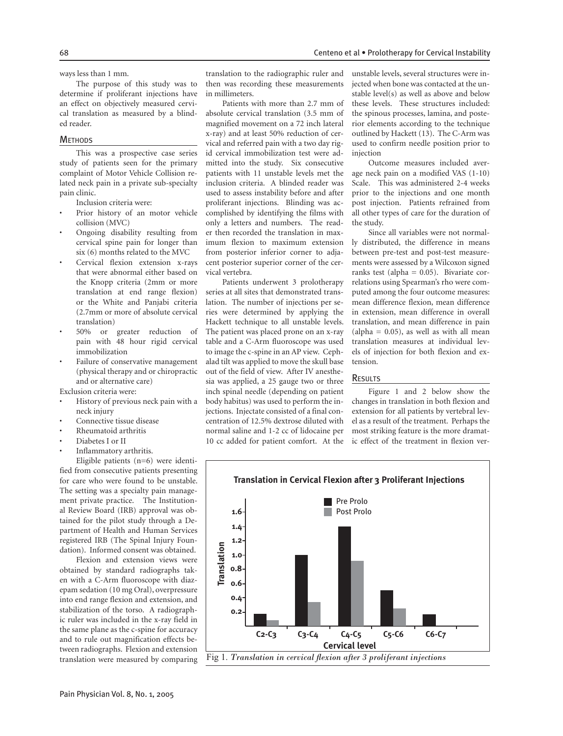ways less than 1 mm.

The purpose of this study was to determine if proliferant injections have an effect on objectively measured cervical translation as measured by a blinded reader.

## Methods

This was a prospective case series study of patients seen for the primary complaint of Motor Vehicle Collision related neck pain in a private sub-specialty pain clinic.

Inclusion criteria were:

- Prior history of an motor vehicle collision (MVC)
- Ongoing disability resulting from cervical spine pain for longer than six (6) months related to the MVC
- Cervical flexion extension x-rays that were abnormal either based on the Knopp criteria (2mm or more translation at end range flexion) or the White and Panjabi criteria (2.7mm or more of absolute cervical translation)
- 50% or greater reduction of pain with 48 hour rigid cervical immobilization
- Failure of conservative management (physical therapy and or chiropractic and or alternative care)

Exclusion criteria were:

- History of previous neck pain with a neck injury
- Connective tissue disease
- Rheumatoid arthritis
- Diabetes I or II
- Inflammatory arthritis.

Eligible patients (n=6) were identified from consecutive patients presenting for care who were found to be unstable. The setting was a specialty pain management private practice. The Institutional Review Board (IRB) approval was obtained for the pilot study through a Department of Health and Human Services registered IRB (The Spinal Injury Foundation). Informed consent was obtained.

Flexion and extension views were obtained by standard radiographs taken with a C-Arm fluoroscope with diazepam sedation (10 mg Oral), overpressure into end range flexion and extension, and stabilization of the torso. A radiographic ruler was included in the x-ray field in the same plane as the c-spine for accuracy and to rule out magnification effects between radiographs. Flexion and extension translation were measured by comparing translation to the radiographic ruler and then was recording these measurements in millimeters.

Patients with more than 2.7 mm of absolute cervical translation (3.5 mm of magnified movement on a 72 inch lateral x-ray) and at least 50% reduction of cervical and referred pain with a two day rigid cervical immobilization test were admitted into the study. Six consecutive patients with 11 unstable levels met the inclusion criteria. A blinded reader was used to assess instability before and after proliferant injections. Blinding was accomplished by identifying the films with only a letters and numbers. The reader then recorded the translation in maximum flexion to maximum extension from posterior inferior corner to adjacent posterior superior corner of the cervical vertebra.

Patients underwent 3 prolotherapy series at all sites that demonstrated translation. The number of injections per series were determined by applying the Hackett technique to all unstable levels. The patient was placed prone on an x-ray table and a C-Arm fluoroscope was used to image the c-spine in an AP view. Cephalad tilt was applied to move the skull base out of the field of view. After IV anesthesia was applied, a 25 gauge two or three inch spinal needle (depending on patient body habitus) was used to perform the injections. Injectate consisted of a final concentration of 12.5% dextrose diluted with normal saline and 1-2 cc of lidocaine per 10 cc added for patient comfort. At the unstable levels, several structures were injected when bone was contacted at the unstable level(s) as well as above and below these levels. These structures included: the spinous processes, lamina, and posterior elements according to the technique outlined by Hackett (13). The C-Arm was used to confirm needle position prior to injection

Outcome measures included average neck pain on a modified VAS (1-10) Scale. This was administered 2-4 weeks prior to the injections and one month post injection. Patients refrained from all other types of care for the duration of the study.

Since all variables were not normally distributed, the difference in means between pre-test and post-test measurements were assessed by a Wilcoxon signed ranks test (alpha = 0.05). Bivariate correlations using Spearman's rho were computed among the four outcome measures: mean difference flexion, mean difference in extension, mean difference in overall translation, and mean difference in pain (alpha = 0.05), as well as with all mean translation measures at individual levels of injection for both flexion and extension.

## Results

Figure 1 and 2 below show the changes in translation in both flexion and extension for all patients by vertebral level as a result of the treatment. Perhaps the most striking feature is the more dramatic effect of the treatment in flexion ver-

Fig 1. *Translation in cervical flexion after 3 proliferant injections*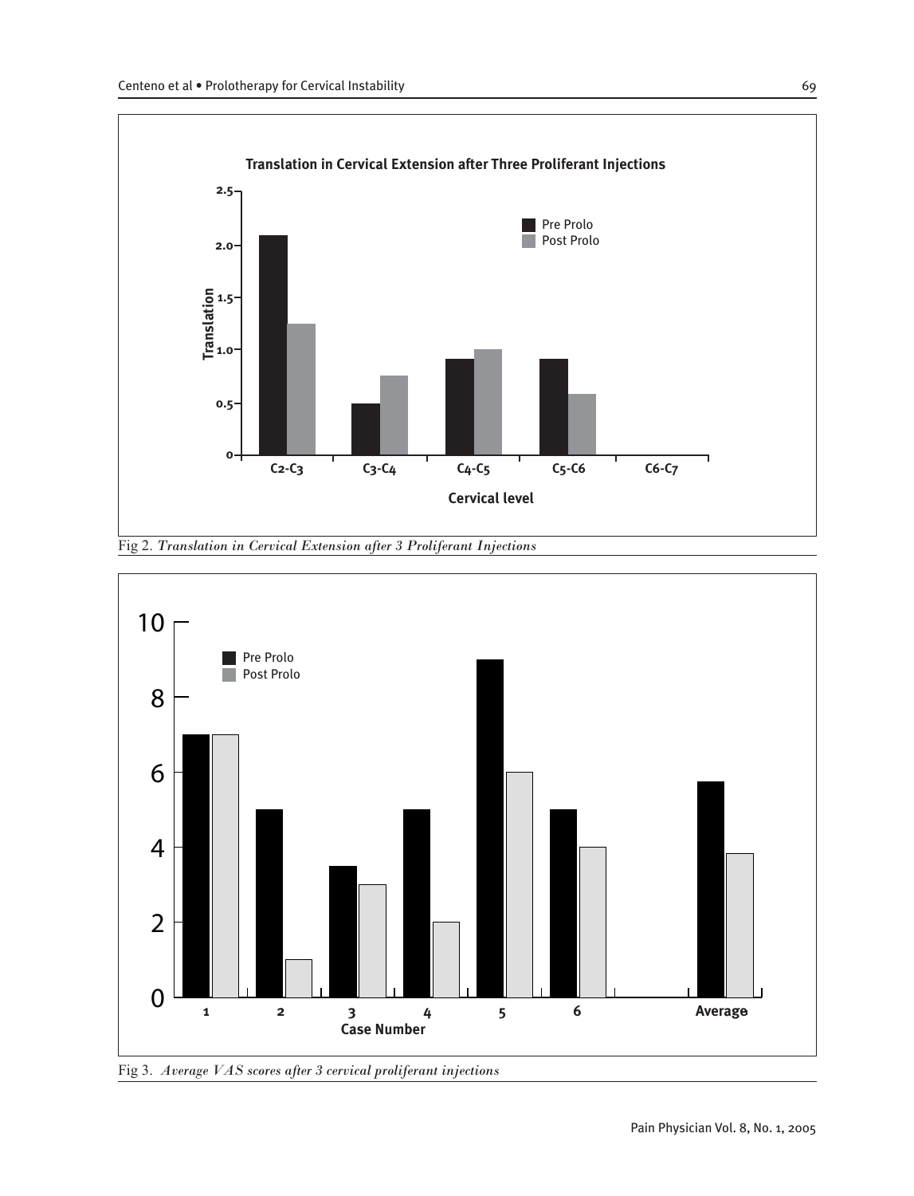Fig 2. *Translation in Cervical Extension after 3 Proliferant Injections*

Fig 3. *Average VAS scores after 3 cervical proliferant injections*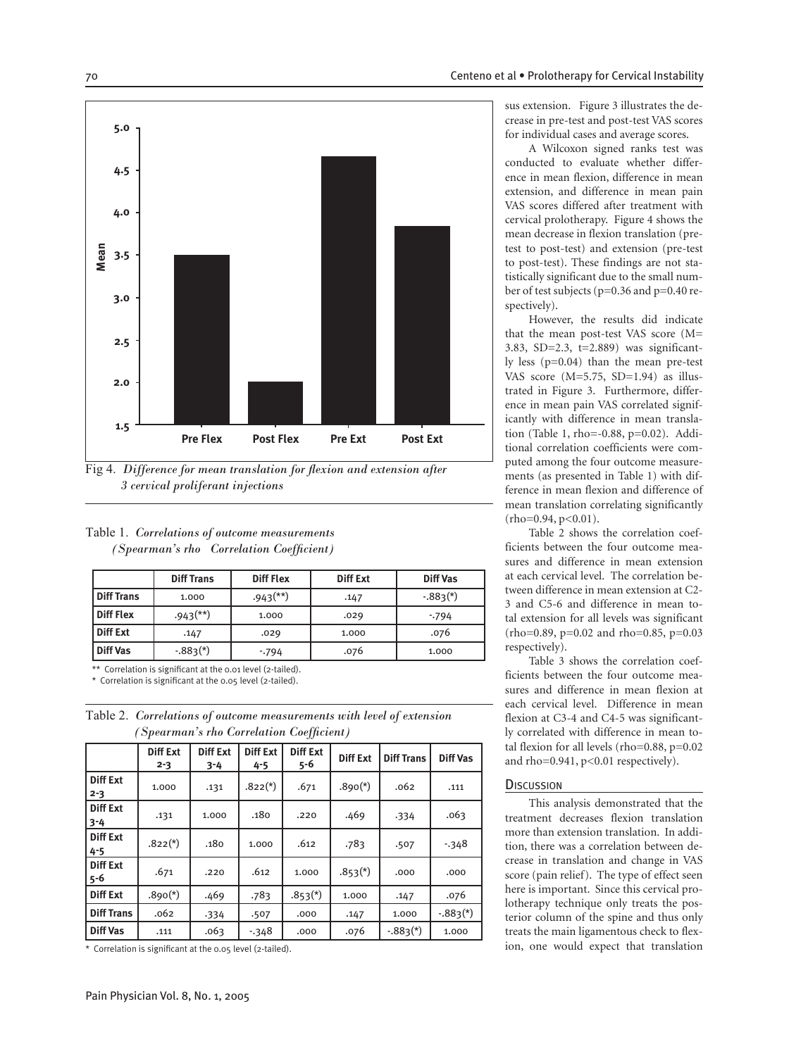Fig 4. *Difference for mean translation for flexion and extension after 3 cervical proliferant injections*

Table 1. *Correlations of outcome measurements (Spearman's rho Correlation Coefficient)*

| | Diff Trans | Diff Flex | Diff Ext | Diff Vas |
|---|---|---|---|---|
| **Diff Trans** | 1.000 | .943(**) | .147 | -.883(*) |
| **Diff Flex** | .943(**) | 1.000 | .029 | -.794 |
| **Diff Ext** | .147 | .029 | 1.000 | .076 |
| **Diff Vas** | -.883(*) | -.794 | .076 | 1.000 |

** Correlation is significant at the 0.01 level (2-tailed).
* Correlation is significant at the 0.05 level (2-tailed).

Table 2. *Correlations of outcome measurements with level of extension (Spearman's rho Correlation Coefficient)*

| | Diff Ext 2-3 | Diff Ext 3-4 | Diff Ext 4-5 | Diff Ext 5-6 | Diff Ext | Diff Trans | Diff Vas |
|---|---|---|---|---|---|---|---|
| **Diff Ext 2-3** | 1.000 | .131 | .822(*) | .671 | .890(*) | .062 | .111 |
| **Diff Ext 3-4** | .131 | 1.000 | .180 | .220 | .469 | .334 | .063 |
| **Diff Ext 4-5** | .822(*) | .180 | 1.000 | .612 | .783 | .507 | -.348 |
| **Diff Ext 5-6** | .671 | .220 | .612 | 1.000 | .853(*) | .000 | .000 |
| **Diff Ext** | .890(*) | .469 | .783 | .853(*) | 1.000 | .147 | .076 |
| **Diff Trans** | .062 | .334 | .507 | .000 | .147 | 1.000 | -.883(*) |
| **Diff Vas** | .111 | .063 | -.348 | .000 | .076 | -.883(*) | 1.000 |

* Correlation is significant at the 0.05 level (2-tailed).

sus extension. Figure 3 illustrates the decrease in pre-test and post-test VAS scores for individual cases and average scores.

A Wilcoxon signed ranks test was conducted to evaluate whether difference in mean flexion, difference in mean extension, and difference in mean pain VAS scores differed after treatment with cervical prolotherapy. Figure 4 shows the mean decrease in flexion translation (pre-test to post-test) and extension (pre-test to post-test). These findings are not statistically significant due to the small number of test subjects ($p=0.36$ and $p=0.40$ respectively).

However, the results did indicate that the mean post-test VAS score ($M=3.83$, $SD=2.3$, $t=2.889$) was significantly less ($p=0.04$) than the mean pre-test VAS score ($M=5.75$, $SD=1.94$) as illustrated in Figure 3. Furthermore, difference in mean pain VAS correlated significantly with difference in mean translation (Table 1, rho=-0.88, $p=0.02$). Additional correlation coefficients were computed among the four outcome measurements (as presented in Table 1) with difference in mean flexion and difference of mean translation correlating significantly (rho=0.94, $p<0.01$).

Table 2 shows the correlation coefficients between the four outcome measures and difference in mean extension at each cervical level. The correlation between difference in mean extension at C2-3 and C5-6 and difference in mean total extension for all levels was significant (rho=0.89, $p=0.02$ and rho=0.85, $p=0.03$ respectively).

Table 3 shows the correlation coefficients between the four outcome measures and difference in mean flexion at each cervical level. Difference in mean flexion at C3-4 and C4-5 was significantly correlated with difference in mean total flexion for all levels (rho=0.88, $p=0.02$ and rho=0.941, $p<0.01$ respectively).

## Discussion

This analysis demonstrated that the treatment decreases flexion translation more than extension translation. In addition, there was a correlation between decrease in translation and change in VAS score (pain relief). The type of effect seen here is important. Since this cervical prolotherapy technique only treats the posterior column of the spine and thus only treats the main ligamentous check to flexion, one would expect that translation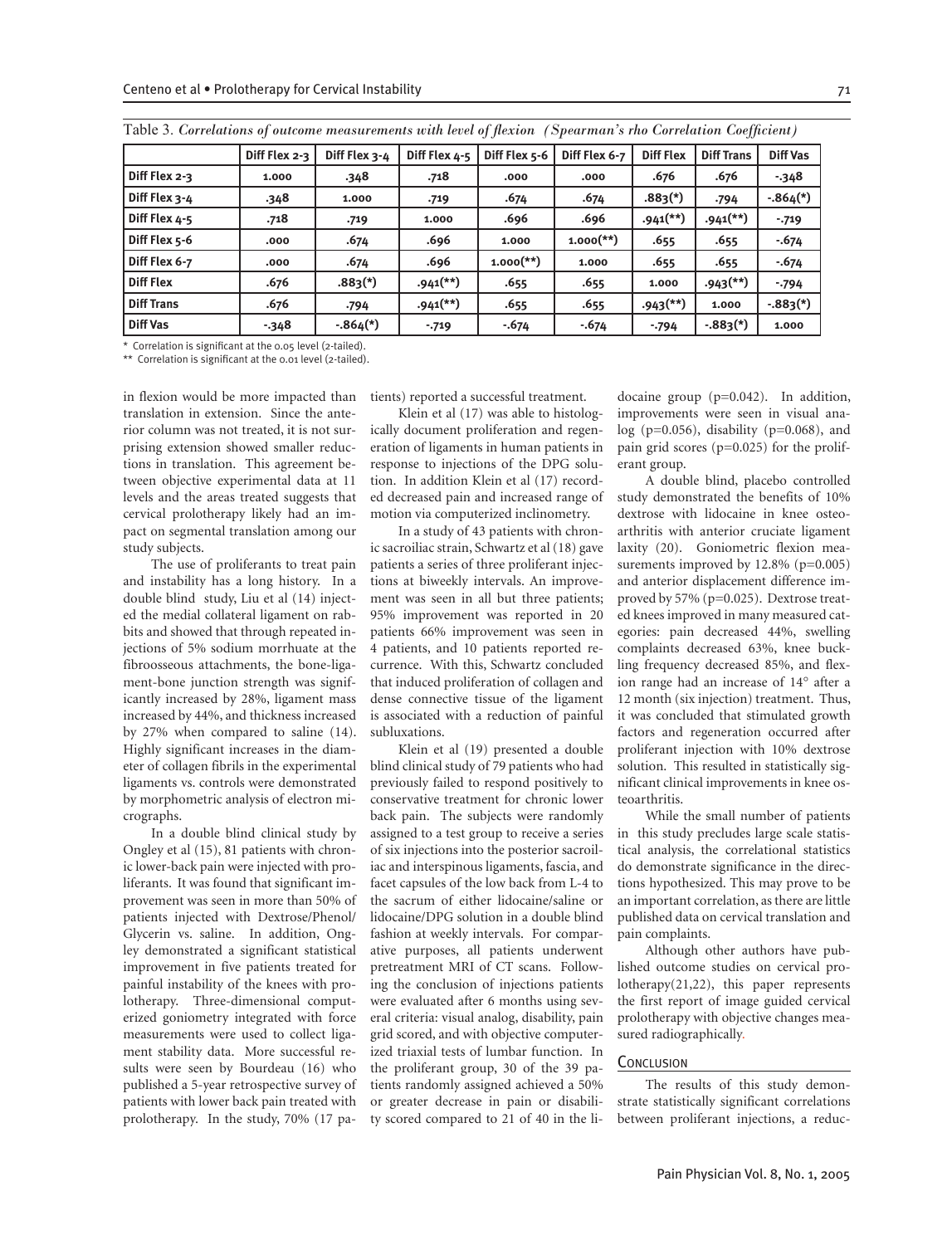Table 3. *Correlations of outcome measurements with level of flexion (Spearman's rho Correlation Coefficient)*

| | Diff Flex 2-3 | Diff Flex 3-4 | Diff Flex 4-5 | Diff Flex 5-6 | Diff Flex 6-7 | Diff Flex | Diff Trans | Diff Vas |
|---|---|---|---|---|---|---|---|---|
| Diff Flex 2-3 | 1.000 | .348 | .718 | .000 | .000 | .676 | .676 | -.348 |
| Diff Flex 3-4 | .348 | 1.000 | .719 | .674 | .674 | .883(*) | .794 | -.864(*) |
| Diff Flex 4-5 | .718 | .719 | 1.000 | .696 | .696 | .941(**) | .941(**) | -.719 |
| Diff Flex 5-6 | .000 | .674 | .696 | 1.000 | 1.000(**) | .655 | .655 | -.674 |
| Diff Flex 6-7 | .000 | .674 | .696 | 1.000(**) | 1.000 | .655 | .655 | -.674 |
| Diff Flex | .676 | .883(*) | .941(**) | .655 | .655 | 1.000 | .943(**) | -.794 |
| Diff Trans | .676 | .794 | .941(**) | .655 | .655 | .943(**) | 1.000 | -.883(*) |
| Diff Vas | -.348 | -.864(*) | -.719 | -.674 | -.674 | -.794 | -.883(*) | 1.000 |

\* Correlation is significant at the 0.05 level (2-tailed).

\*\* Correlation is significant at the 0.01 level (2-tailed).

in flexion would be more impacted than translation in extension. Since the anterior column was not treated, it is not surprising extension showed smaller reductions in translation. This agreement between objective experimental data at 11 levels and the areas treated suggests that cervical prolotherapy likely had an impact on segmental translation among our study subjects.

The use of proliferants to treat pain and instability has a long history. In a double blind study, Liu et al (14) injected the medial collateral ligament on rabbits and showed that through repeated injections of 5% sodium morrhuate at the fibroosseous attachments, the bone-ligament-bone junction strength was significantly increased by 28%, ligament mass increased by 44%, and thickness increased by 27% when compared to saline (14). Highly significant increases in the diameter of collagen fibrils in the experimental ligaments vs. controls were demonstrated by morphometric analysis of electron micrographs.

In a double blind clinical study by Ongley et al (15), 81 patients with chronic lower-back pain were injected with proliferants. It was found that significant improvement was seen in more than 50% of patients injected with Dextrose/Phenol/Glycerin vs. saline. In addition, Ongley demonstrated a significant statistical improvement in five patients treated for painful instability of the knees with prolotherapy. Three-dimensional computerized goniometry integrated with force measurements were used to collect ligament stability data. More successful results were seen by Bourdeau (16) who published a 5-year retrospective survey of patients with lower back pain treated with prolotherapy. In the study, 70% (17 patients) reported a successful treatment.

Klein et al (17) was able to histologically document proliferation and regeneration of ligaments in human patients in response to injections of the DPG solution. In addition Klein et al (17) recorded decreased pain and increased range of motion via computerized inclinometry.

In a study of 43 patients with chronic sacroiliac strain, Schwartz et al (18) gave patients a series of three proliferant injections at biweekly intervals. An improvement was seen in all but three patients; 95% improvement was reported in 20 patients 66% improvement was seen in 4 patients, and 10 patients reported recurrence. With this, Schwartz concluded that induced proliferation of collagen and dense connective tissue of the ligament is associated with a reduction of painful subluxations.

Klein et al (19) presented a double blind clinical study of 79 patients who had previously failed to respond positively to conservative treatment for chronic lower back pain. The subjects were randomly assigned to a test group to receive a series of six injections into the posterior sacroiliac and interspinous ligaments, fascia, and facet capsules of the low back from L-4 to the sacrum of either lidocaine/saline or lidocaine/DPG solution in a double blind fashion at weekly intervals. For comparative purposes, all patients underwent pretreatment MRI of CT scans. Following the conclusion of injections patients were evaluated after 6 months using several criteria: visual analog, disability, pain grid scored, and with objective computerized triaxial tests of lumbar function. In the proliferant group, 30 of the 39 patients randomly assigned achieved a 50% or greater decrease in pain or disability scored compared to 21 of 40 in the lidocaine group ($p=0.042$). In addition, improvements were seen in visual analog ($p=0.056$), disability ($p=0.068$), and pain grid scores ($p=0.025$) for the proliferant group.

A double blind, placebo controlled study demonstrated the benefits of 10% dextrose with lidocaine in knee osteoarthritis with anterior cruciate ligament laxity (20). Goniometric flexion measurements improved by 12.8% ($p=0.005$) and anterior displacement difference improved by 57% ($p=0.025$). Dextrose treated knees improved in many measured categories: pain decreased 44%, swelling complaints decreased 63%, knee buckling frequency decreased 85%, and flexion range had an increase of 14° after a 12 month (six injection) treatment. Thus, it was concluded that stimulated growth factors and regeneration occurred after proliferant injection with 10% dextrose solution. This resulted in statistically significant clinical improvements in knee osteoarthritis.

While the small number of patients in this study precludes large scale statistical analysis, the correlational statistics do demonstrate significance in the directions hypothesized. This may prove to be an important correlation, as there are little published data on cervical translation and pain complaints.

Although other authors have published outcome studies on cervical prolotherapy(21,22), this paper represents the first report of image guided cervical prolotherapy with objective changes measured radiographically.

## Conclusion

The results of this study demonstrate statistically significant correlations between proliferant injections, a reduc-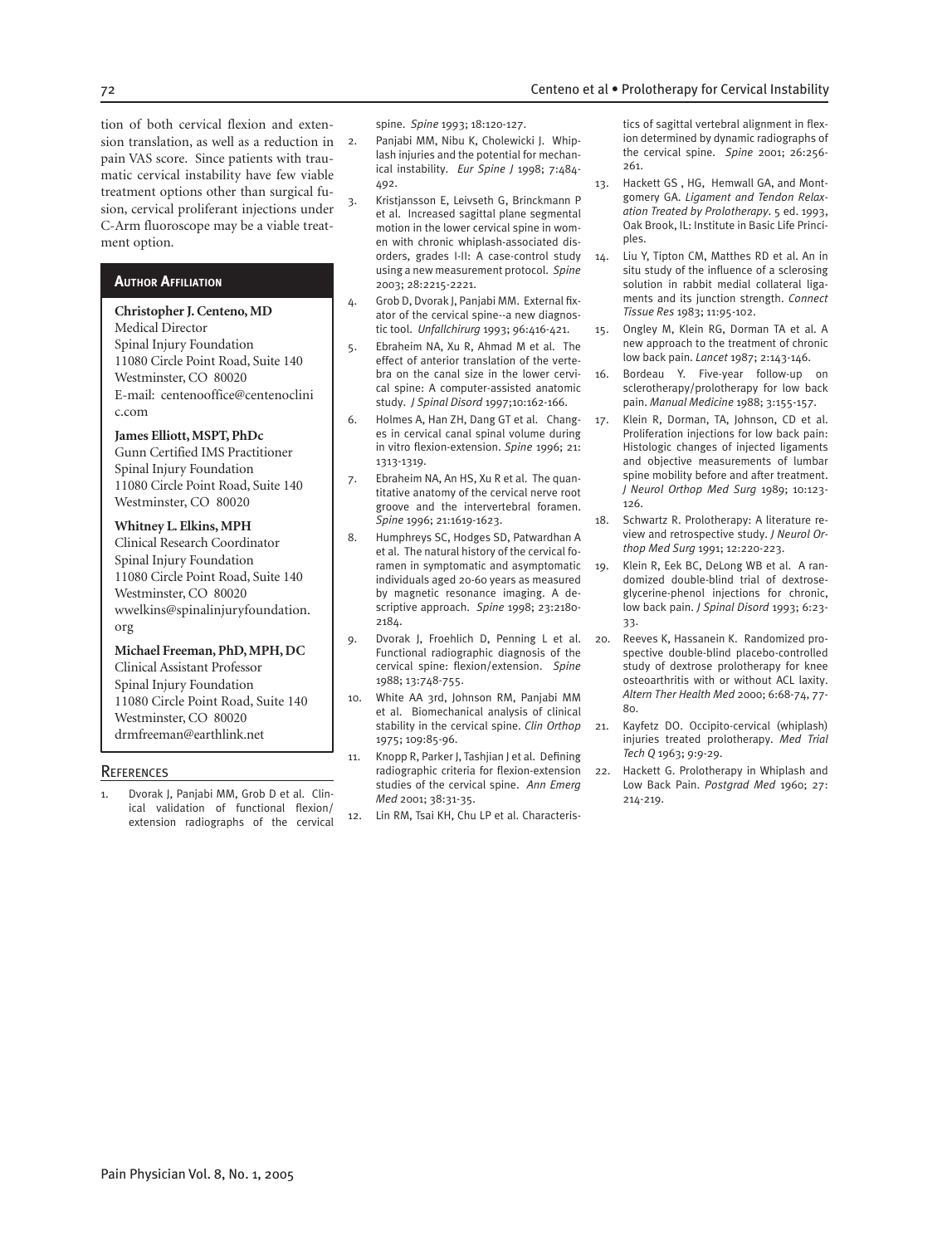tion of both cervical flexion and extension translation, as well as a reduction in pain VAS score. Since patients with traumatic cervical instability have few viable treatment options other than surgical fusion, cervical proliferant injections under C-Arm fluoroscope may be a viable treatment option.

## Author Affiliation

**Christopher J. Centeno, MD**
Medical Director
Spinal Injury Foundation
11080 Circle Point Road, Suite 140
Westminster, CO 80020
E-mail: centenooffice@centenoclinic.com

**James Elliott, MSPT, PhDc**
Gunn Certified IMS Practitioner
Spinal Injury Foundation
11080 Circle Point Road, Suite 140
Westminster, CO 80020

**Whitney L. Elkins, MPH**
Clinical Research Coordinator
Spinal Injury Foundation
11080 Circle Point Road, Suite 140
Westminster, CO 80020
wwelkins@spinalinjuryfoundation.org

**Michael Freeman, PhD, MPH, DC**
Clinical Assistant Professor
Spinal Injury Foundation
11080 Circle Point Road, Suite 140
Westminster, CO 80020
drmfreeman@earthlink.net

## References

1. Dvorak J, Panjabi MM, Grob D et al. Clinical validation of functional flexion/extension radiographs of the cervical spine. *Spine* 1993; 18:120-127.
2. Panjabi MM, Nibu K, Cholewicki J. Whiplash injuries and the potential for mechanical instability. *Eur Spine J* 1998; 7:484-492.
3. Kristjansson E, Leivseth G, Brinckmann P et al. Increased sagittal plane segmental motion in the lower cervical spine in women with chronic whiplash-associated disorders, grades I-II: A case-control study using a new measurement protocol. *Spine* 2003; 28:2215-2221.
4. Grob D, Dvorak J, Panjabi MM. External fixator of the cervical spine--a new diagnostic tool. *Unfallchirurg* 1993; 96:416-421.
5. Ebraheim NA, Xu R, Ahmad M et al. The effect of anterior translation of the vertebra on the canal size in the lower cervical spine: A computer-assisted anatomic study. *J Spinal Disord* 1997;10:162-166.
6. Holmes A, Han ZH, Dang GT et al. Changes in cervical canal spinal volume during in vitro flexion-extension. *Spine* 1996; 21: 1313-1319.
7. Ebraheim NA, An HS, Xu R et al. The quantitative anatomy of the cervical nerve root groove and the intervertebral foramen. *Spine* 1996; 21:1619-1623.
8. Humphreys SC, Hodges SD, Patwardhan A et al. The natural history of the cervical foramen in symptomatic and asymptomatic individuals aged 20-60 years as measured by magnetic resonance imaging. A descriptive approach. *Spine* 1998; 23:2180-2184.
9. Dvorak J, Froehlich D, Penning L et al. Functional radiographic diagnosis of the cervical spine: flexion/extension. *Spine* 1988; 13:748-755.
10. White AA 3rd, Johnson RM, Panjabi MM et al. Biomechanical analysis of clinical stability in the cervical spine. *Clin Orthop* 1975; 109:85-96.
11. Knopp R, Parker J, Tashjian J et al. Defining radiographic criteria for flexion-extension studies of the cervical spine. *Ann Emerg Med* 2001; 38:31-35.
12. Lin RM, Tsai KH, Chu LP et al. Characteristics of sagittal vertebral alignment in flexion determined by dynamic radiographs of the cervical spine. *Spine* 2001; 26:256-261.
13. Hackett GS , HG, Hemwall GA, and Montgomery GA. *Ligament and Tendon Relaxation Treated by Prolotherapy*. 5 ed. 1993, Oak Brook, IL: Institute in Basic Life Principles.
14. Liu Y, Tipton CM, Matthes RD et al. An in situ study of the influence of a sclerosing solution in rabbit medial collateral ligaments and its junction strength. *Connect Tissue Res* 1983; 11:95-102.
15. Ongley M, Klein RG, Dorman TA et al. A new approach to the treatment of chronic low back pain. *Lancet* 1987; 2:143-146.
16. Bordeau Y. Five-year follow-up on sclerotherapy/prolotherapy for low back pain. *Manual Medicine* 1988; 3:155-157.
17. Klein R, Dorman, TA, Johnson, CD et al. Proliferation injections for low back pain: Histologic changes of injected ligaments and objective measurements of lumbar spine mobility before and after treatment. *J Neurol Orthop Med Surg* 1989; 10:123-126.
18. Schwartz R. Prolotherapy: A literature review and retrospective study. *J Neurol Orthop Med Surg* 1991; 12:220-223.
19. Klein R, Eek BC, DeLong WB et al. A randomized double-blind trial of dextrose-glycerine-phenol injections for chronic, low back pain. *J Spinal Disord* 1993; 6:23-33.
20. Reeves K, Hassanein K. Randomized prospective double-blind placebo-controlled study of dextrose prolotherapy for knee osteoarthritis with or without ACL laxity. *Altern Ther Health Med* 2000; 6:68-74, 77-80.
21. Kayfetz DO. Occipito-cervical (whiplash) injuries treated prolotherapy. *Med Trial Tech Q* 1963; 9:9-29.
22. Hackett G. Prolotherapy in Whiplash and Low Back Pain. *Postgrad Med* 1960; 27: 214-219.